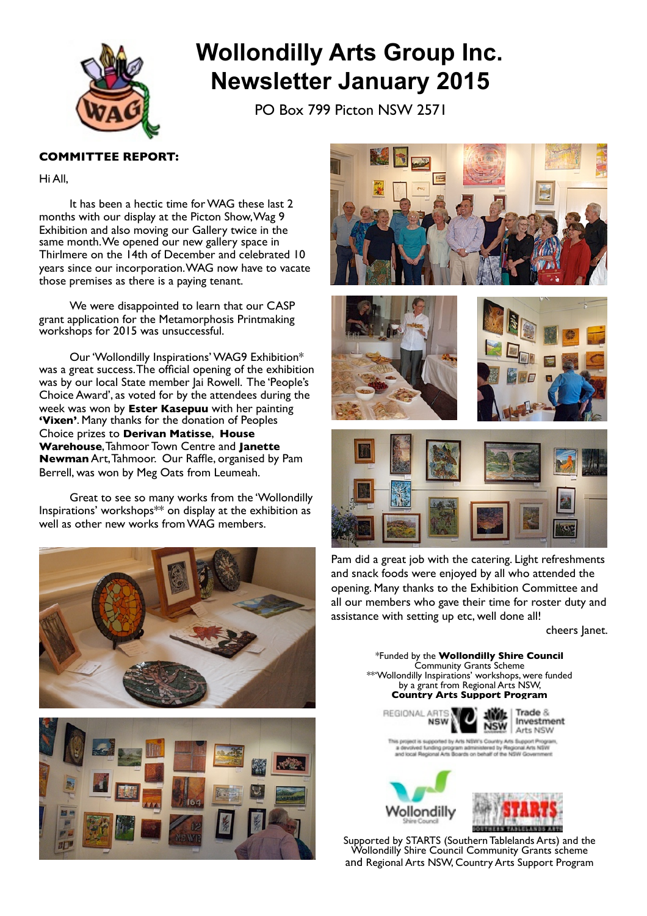# Wollondilly Arts Group Inc. Newsletter January 2015

PO Box 799 Picton NSW 2571

**COMMITTEE REPORT:**

Hi All,

It has been a hectic time for WAG these last 2 months with our display at the Picton Show, Wag 9 Exhibition and also moving our Gallery twice in the same month. We opened our new gallery space in Thirlmere on the 14th of December and celebrated 10 years since our incorporation. WAG now have to vacate those premises as there is a paying tenant.

We were disappointed to learn that our CASP grant application for the Metamorphosis Printmaking workshops for 2015 was unsuccessful.

Our 'Wollondilly Inspirations' WAG9 Exhibition* was a great success. The official opening of the exhibition was by our local State member Jai Rowell. The 'People's Choice Award', as voted for by the attendees during the week was won by **Ester Kasepuu** with her painting **'Vixen'**. Many thanks for the donation of Peoples Choice prizes to **Derivan Matisse**, **House Warehouse**, Tahmoor Town Centre and **Janette Newman** Art, Tahmoor. Our Raffle, organised by Pam Berrell, was won by Meg Oats from Leumeah.

Great to see so many works from the 'Wollondilly Inspirations' workshops** on display at the exhibition as well as other new works from WAG members.

Pam did a great job with the catering. Light refreshments and snack foods were enjoyed by all who attended the opening. Many thanks to the Exhibition Committee and all our members who gave their time for roster duty and assistance with setting up etc, well done all!

cheers Janet.

*Funded by the **Wollondilly Shire Council** Community Grants Scheme
**'Wollondilly Inspirations' workshops, were funded by a grant from Regional Arts NSW, **Country Arts Support Program**

This project is supported by Arts NSW's Country Arts Support Program, a devolved funding program administered by Regional Arts NSW and local Regional Arts Boards on behalf of the NSW Government

Supported by STARTS (Southern Tablelands Arts) and the Wollondilly Shire Council Community Grants scheme and Regional Arts NSW, Country Arts Support Program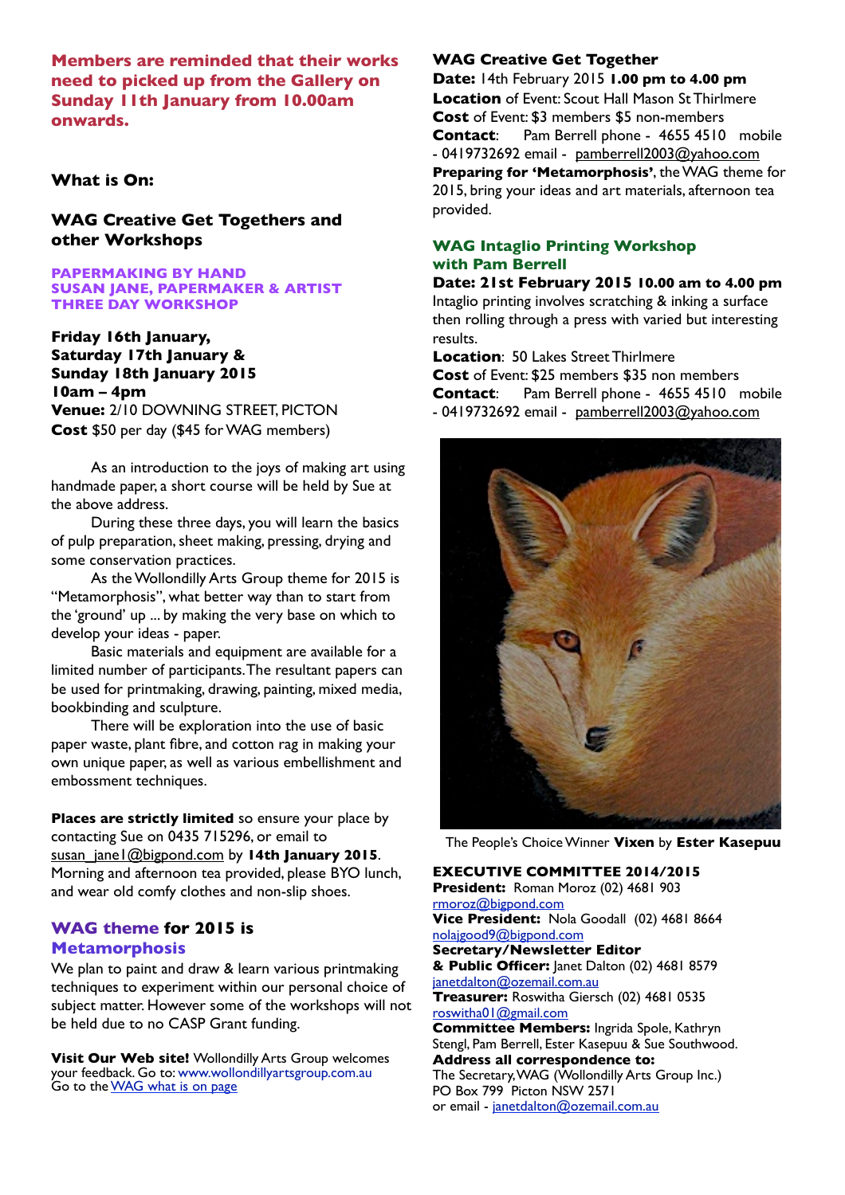**Members are reminded that their works need to picked up from the Gallery on Sunday 11th January from 10.00am onwards.**

## What is On:

## WAG Creative Get Togethers and other Workshops

### PAPERMAKING BY HAND
### SUSAN JANE, PAPERMAKER & ARTIST
### THREE DAY WORKSHOP

**Friday 16th January,**
**Saturday 17th January &**
**Sunday 18th January 2015**
**10am – 4pm**
**Venue:** 2/10 DOWNING STREET, PICTON
**Cost** $50 per day ($45 for WAG members)

As an introduction to the joys of making art using handmade paper, a short course will be held by Sue at the above address.

During these three days, you will learn the basics of pulp preparation, sheet making, pressing, drying and some conservation practices.

As the Wollondilly Arts Group theme for 2015 is "Metamorphosis", what better way than to start from the 'ground' up ... by making the very base on which to develop your ideas - paper.

Basic materials and equipment are available for a limited number of participants. The resultant papers can be used for printmaking, drawing, painting, mixed media, bookbinding and sculpture.

There will be exploration into the use of basic paper waste, plant fibre, and cotton rag in making your own unique paper, as well as various embellishment and embossment techniques.

**Places are strictly limited** so ensure your place by contacting Sue on 0435 715296, or email to susan_jane1@bigpond.com by **14th January 2015**. Morning and afternoon tea provided, please BYO lunch, and wear old comfy clothes and non-slip shoes.

## WAG theme for 2015 is Metamorphosis

We plan to paint and draw & learn various printmaking techniques to experiment within our personal choice of subject matter. However some of the workshops will not be held due to no CASP Grant funding.

**Visit Our Web site!** Wollondilly Arts Group welcomes your feedback. Go to: www.wollondillyartsgroup.com.au
Go to the WAG what is on page

## WAG Creative Get Together

**Date:** 14th February 2015 **1.00 pm to 4.00 pm**
**Location** of Event: Scout Hall Mason St Thirlmere
**Cost** of Event: $3 members $5 non-members
**Contact**: Pam Berrell phone - 4655 4510 mobile - 0419732692 email - pamberrell2003@yahoo.com
**Preparing for 'Metamorphosis'**, the WAG theme for 2015, bring your ideas and art materials, afternoon tea provided.

## WAG Intaglio Printing Workshop with Pam Berrell

**Date: 21st February 2015 10.00 am to 4.00 pm**
Intaglio printing involves scratching & inking a surface then rolling through a press with varied but interesting results.
**Location**: 50 Lakes Street Thirlmere
**Cost** of Event: $25 members $35 non members
**Contact**: Pam Berrell phone - 4655 4510 mobile - 0419732692 email - pamberrell2003@yahoo.com

The People's Choice Winner **Vixen** by **Ester Kasepuu**

## EXECUTIVE COMMITTEE 2014/2015

**President:** Roman Moroz (02) 4681 903
rmoroz@bigpond.com
**Vice President:** Nola Goodall (02) 4681 8664
nolajgood9@bigpond.com
**Secretary/Newsletter Editor & Public Officer:** Janet Dalton (02) 4681 8579
janetdalton@ozemail.com.au
**Treasurer:** Roswitha Giersch (02) 4681 0535
roswitha01@gmail.com
**Committee Members:** Ingrida Spole, Kathryn Stengl, Pam Berrell, Ester Kasepuu & Sue Southwood.
**Address all correspondence to:**
The Secretary, WAG (Wollondilly Arts Group Inc.)
PO Box 799 Picton NSW 2571
or email - janetdalton@ozemail.com.au